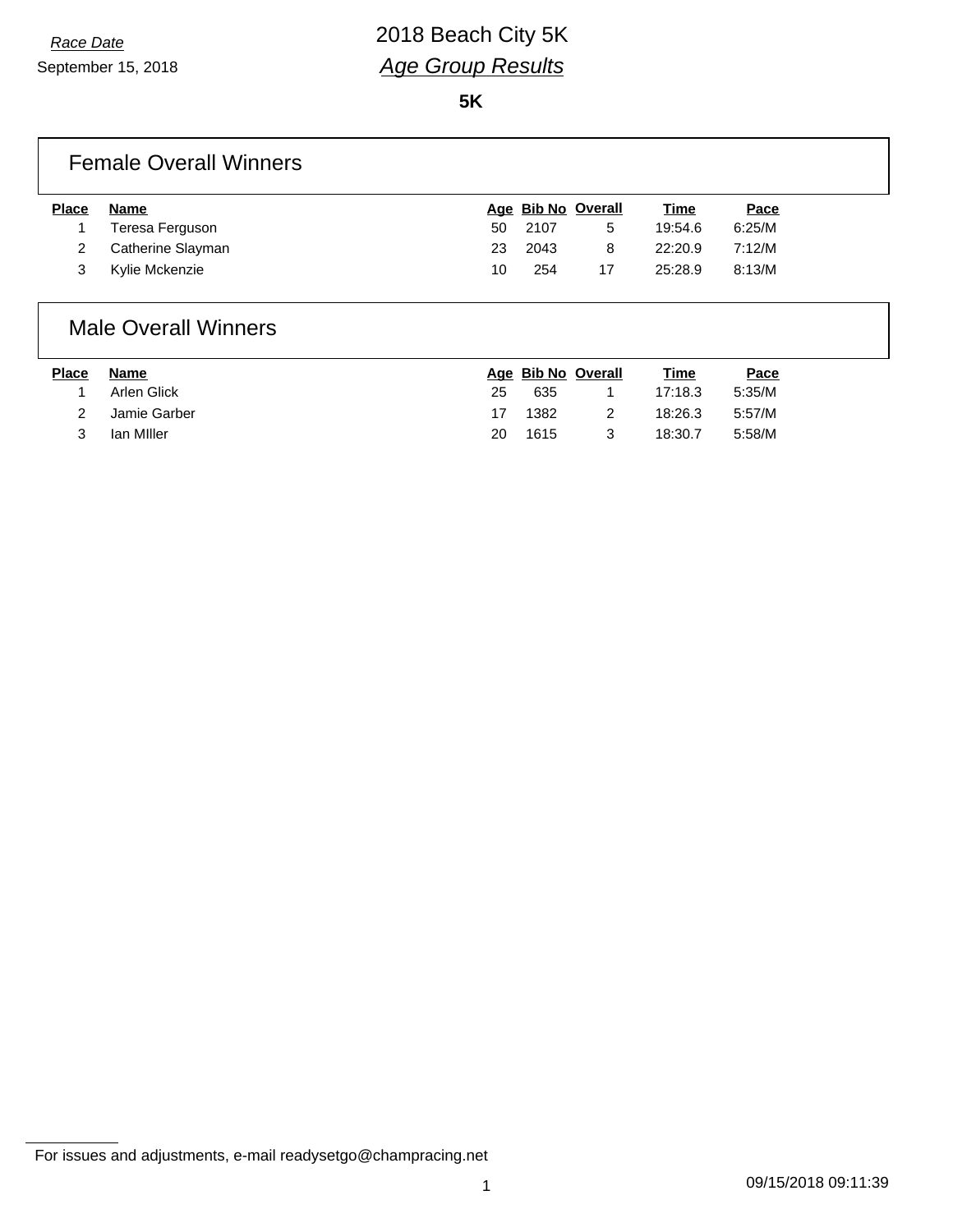*Race Date*

September 15, 2018

# 2018 Beach City 5K

## *Age Group Results*

**5K**

### Female Overall Winners

| Place | Name | Age | Bib No | Overall | Time | Pace |
|---|---|---|---|---|---|---|
| 1 | Teresa Ferguson | 50 | 2107 | 5 | 19:54.6 | 6:25/M |
| 2 | Catherine Slayman | 23 | 2043 | 8 | 22:20.9 | 7:12/M |
| 3 | Kylie Mckenzie | 10 | 254 | 17 | 25:28.9 | 8:13/M |

### Male Overall Winners

| Place | Name | Age | Bib No | Overall | Time | Pace |
|---|---|---|---|---|---|---|
| 1 | Arlen Glick | 25 | 635 | 1 | 17:18.3 | 5:35/M |
| 2 | Jamie Garber | 17 | 1382 | 2 | 18:26.3 | 5:57/M |
| 3 | Ian MIller | 20 | 1615 | 3 | 18:30.7 | 5:58/M |

For issues and adjustments, e-mail readysetgo@champracing.net

09/15/2018 09:11:39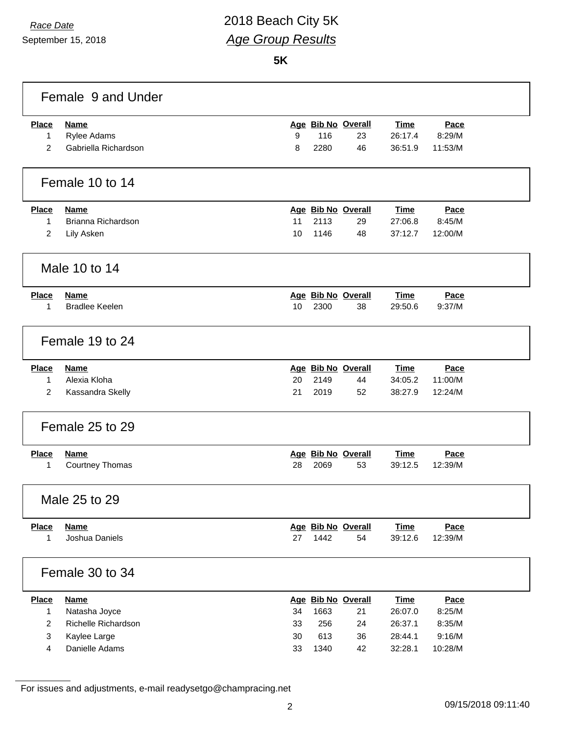*Race Date*

September 15, 2018

# 2018 Beach City 5K

## *Age Group Results*

**5K**

### Female 9 and Under

| Place | Name | Age | Bib No | Overall | Time | Pace |
|---|---|---|---|---|---|---|
| 1 | Rylee Adams | 9 | 116 | 23 | 26:17.4 | 8:29/M |
| 2 | Gabriella Richardson | 8 | 2280 | 46 | 36:51.9 | 11:53/M |

### Female 10 to 14

| Place | Name | Age | Bib No | Overall | Time | Pace |
|---|---|---|---|---|---|---|
| 1 | Brianna Richardson | 11 | 2113 | 29 | 27:06.8 | 8:45/M |
| 2 | Lily Asken | 10 | 1146 | 48 | 37:12.7 | 12:00/M |

### Male 10 to 14

| Place | Name | Age | Bib No | Overall | Time | Pace |
|---|---|---|---|---|---|---|
| 1 | Bradlee Keelen | 10 | 2300 | 38 | 29:50.6 | 9:37/M |

### Female 19 to 24

| Place | Name | Age | Bib No | Overall | Time | Pace |
|---|---|---|---|---|---|---|
| 1 | Alexia Kloha | 20 | 2149 | 44 | 34:05.2 | 11:00/M |
| 2 | Kassandra Skelly | 21 | 2019 | 52 | 38:27.9 | 12:24/M |

### Female 25 to 29

| Place | Name | Age | Bib No | Overall | Time | Pace |
|---|---|---|---|---|---|---|
| 1 | Courtney Thomas | 28 | 2069 | 53 | 39:12.5 | 12:39/M |

### Male 25 to 29

| Place | Name | Age | Bib No | Overall | Time | Pace |
|---|---|---|---|---|---|---|
| 1 | Joshua Daniels | 27 | 1442 | 54 | 39:12.6 | 12:39/M |

### Female 30 to 34

| Place | Name | Age | Bib No | Overall | Time | Pace |
|---|---|---|---|---|---|---|
| 1 | Natasha Joyce | 34 | 1663 | 21 | 26:07.0 | 8:25/M |
| 2 | Richelle Richardson | 33 | 256 | 24 | 26:37.1 | 8:35/M |
| 3 | Kaylee Large | 30 | 613 | 36 | 28:44.1 | 9:16/M |
| 4 | Danielle Adams | 33 | 1340 | 42 | 32:28.1 | 10:28/M |

For issues and adjustments, e-mail readysetgo@champracing.net

09/15/2018 09:11:40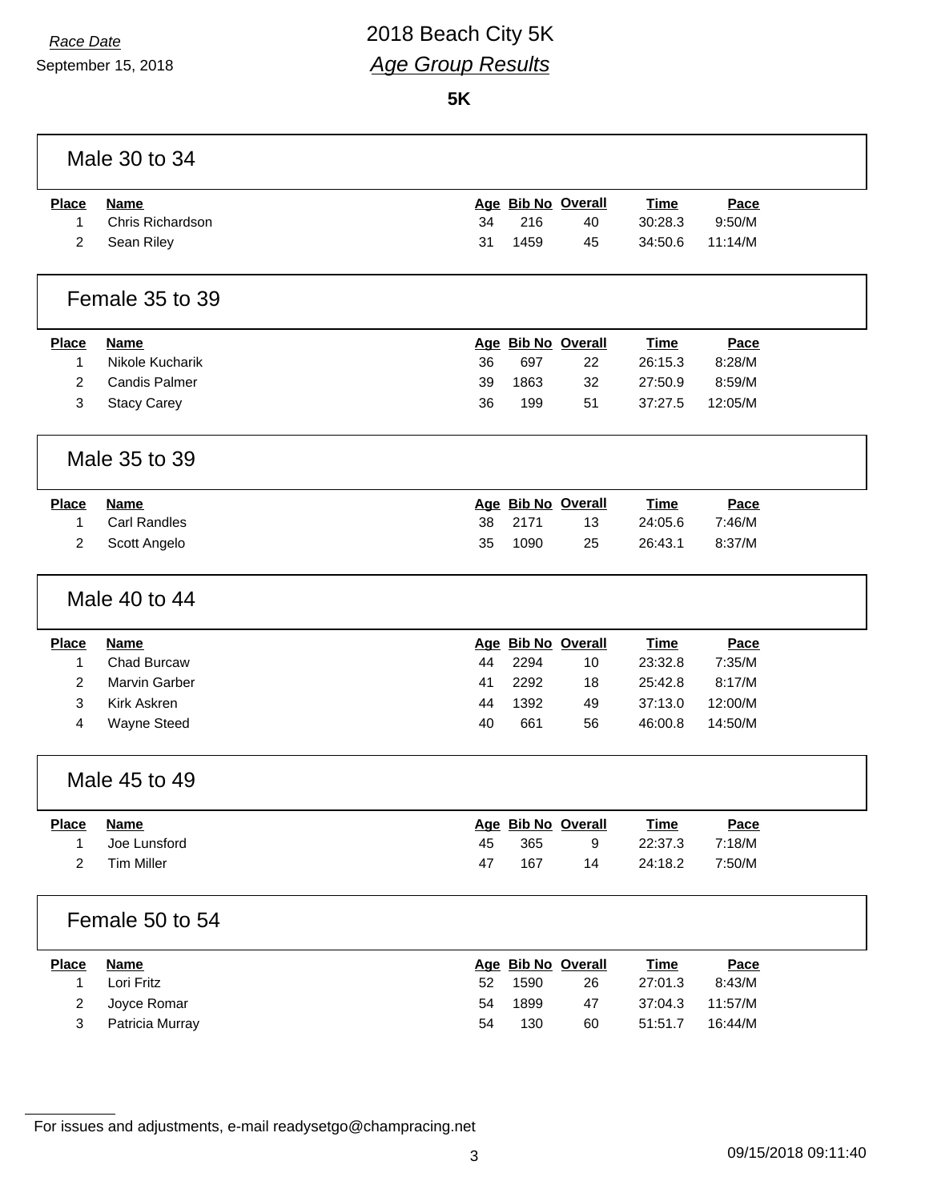*Race Date*
September 15, 2018

# 2018 Beach City 5K

## *Age Group Results*

**5K**

### Male 30 to 34

| Place | Name | Age | Bib No | Overall | Time | Pace |
|---|---|---|---|---|---|---|
| 1 | Chris Richardson | 34 | 216 | 40 | 30:28.3 | 9:50/M |
| 2 | Sean Riley | 31 | 1459 | 45 | 34:50.6 | 11:14/M |

### Female 35 to 39

| Place | Name | Age | Bib No | Overall | Time | Pace |
|---|---|---|---|---|---|---|
| 1 | Nikole Kucharik | 36 | 697 | 22 | 26:15.3 | 8:28/M |
| 2 | Candis Palmer | 39 | 1863 | 32 | 27:50.9 | 8:59/M |
| 3 | Stacy Carey | 36 | 199 | 51 | 37:27.5 | 12:05/M |

### Male 35 to 39

| Place | Name | Age | Bib No | Overall | Time | Pace |
|---|---|---|---|---|---|---|
| 1 | Carl Randles | 38 | 2171 | 13 | 24:05.6 | 7:46/M |
| 2 | Scott Angelo | 35 | 1090 | 25 | 26:43.1 | 8:37/M |

### Male 40 to 44

| Place | Name | Age | Bib No | Overall | Time | Pace |
|---|---|---|---|---|---|---|
| 1 | Chad Burcaw | 44 | 2294 | 10 | 23:32.8 | 7:35/M |
| 2 | Marvin Garber | 41 | 2292 | 18 | 25:42.8 | 8:17/M |
| 3 | Kirk Askren | 44 | 1392 | 49 | 37:13.0 | 12:00/M |
| 4 | Wayne Steed | 40 | 661 | 56 | 46:00.8 | 14:50/M |

### Male 45 to 49

| Place | Name | Age | Bib No | Overall | Time | Pace |
|---|---|---|---|---|---|---|
| 1 | Joe Lunsford | 45 | 365 | 9 | 22:37.3 | 7:18/M |
| 2 | Tim Miller | 47 | 167 | 14 | 24:18.2 | 7:50/M |

### Female 50 to 54

| Place | Name | Age | Bib No | Overall | Time | Pace |
|---|---|---|---|---|---|---|
| 1 | Lori Fritz | 52 | 1590 | 26 | 27:01.3 | 8:43/M |
| 2 | Joyce Romar | 54 | 1899 | 47 | 37:04.3 | 11:57/M |
| 3 | Patricia Murray | 54 | 130 | 60 | 51:51.7 | 16:44/M |

For issues and adjustments, e-mail readysetgo@champracing.net

09/15/2018 09:11:40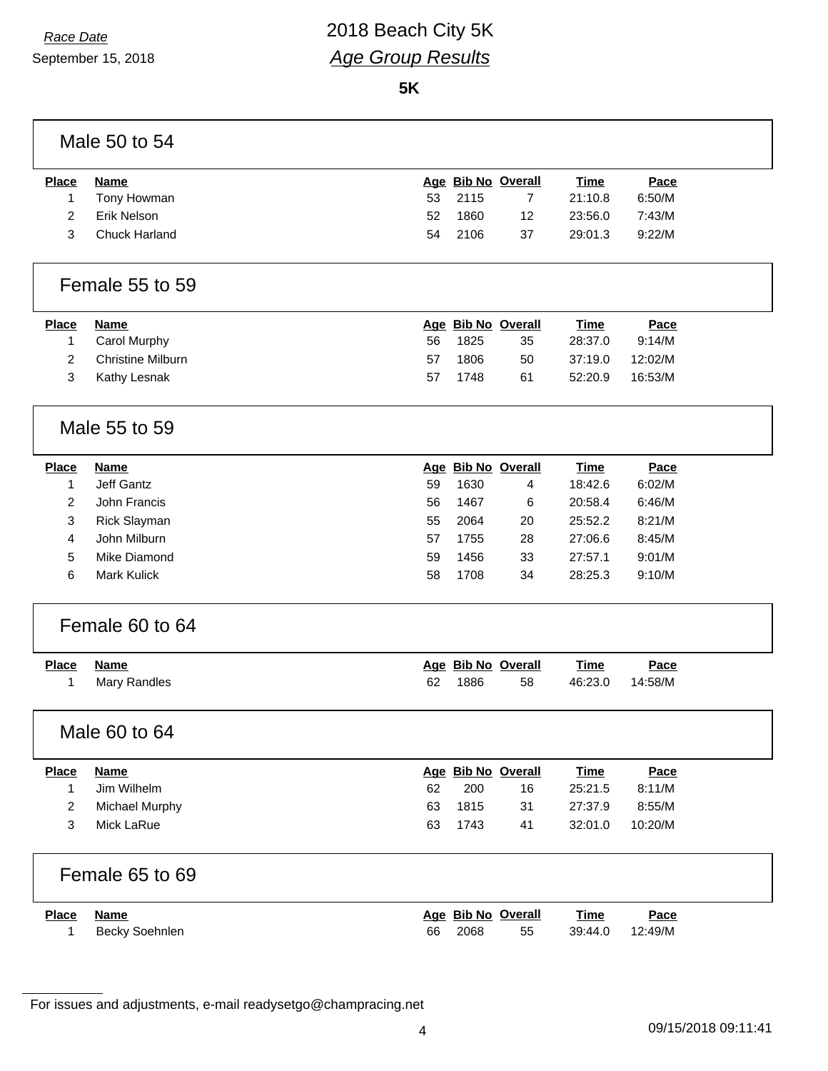*Race Date*

September 15, 2018

# 2018 Beach City 5K

## *Age Group Results*

**5K**

### Male 50 to 54

| Place | Name | Age | Bib No | Overall | Time | Pace |
|---|---|---|---|---|---|---|
| 1 | Tony Howman | 53 | 2115 | 7 | 21:10.8 | 6:50/M |
| 2 | Erik Nelson | 52 | 1860 | 12 | 23:56.0 | 7:43/M |
| 3 | Chuck Harland | 54 | 2106 | 37 | 29:01.3 | 9:22/M |

### Female 55 to 59

| Place | Name | Age | Bib No | Overall | Time | Pace |
|---|---|---|---|---|---|---|
| 1 | Carol Murphy | 56 | 1825 | 35 | 28:37.0 | 9:14/M |
| 2 | Christine Milburn | 57 | 1806 | 50 | 37:19.0 | 12:02/M |
| 3 | Kathy Lesnak | 57 | 1748 | 61 | 52:20.9 | 16:53/M |

### Male 55 to 59

| Place | Name | Age | Bib No | Overall | Time | Pace |
|---|---|---|---|---|---|---|
| 1 | Jeff Gantz | 59 | 1630 | 4 | 18:42.6 | 6:02/M |
| 2 | John Francis | 56 | 1467 | 6 | 20:58.4 | 6:46/M |
| 3 | Rick Slayman | 55 | 2064 | 20 | 25:52.2 | 8:21/M |
| 4 | John Milburn | 57 | 1755 | 28 | 27:06.6 | 8:45/M |
| 5 | Mike Diamond | 59 | 1456 | 33 | 27:57.1 | 9:01/M |
| 6 | Mark Kulick | 58 | 1708 | 34 | 28:25.3 | 9:10/M |

### Female 60 to 64

| Place | Name | Age | Bib No | Overall | Time | Pace |
|---|---|---|---|---|---|---|
| 1 | Mary Randles | 62 | 1886 | 58 | 46:23.0 | 14:58/M |

### Male 60 to 64

| Place | Name | Age | Bib No | Overall | Time | Pace |
|---|---|---|---|---|---|---|
| 1 | Jim Wilhelm | 62 | 200 | 16 | 25:21.5 | 8:11/M |
| 2 | Michael Murphy | 63 | 1815 | 31 | 27:37.9 | 8:55/M |
| 3 | Mick LaRue | 63 | 1743 | 41 | 32:01.0 | 10:20/M |

### Female 65 to 69

| Place | Name | Age | Bib No | Overall | Time | Pace |
|---|---|---|---|---|---|---|
| 1 | Becky Soehnlen | 66 | 2068 | 55 | 39:44.0 | 12:49/M |

For issues and adjustments, e-mail readysetgo@champracing.net

09/15/2018 09:11:41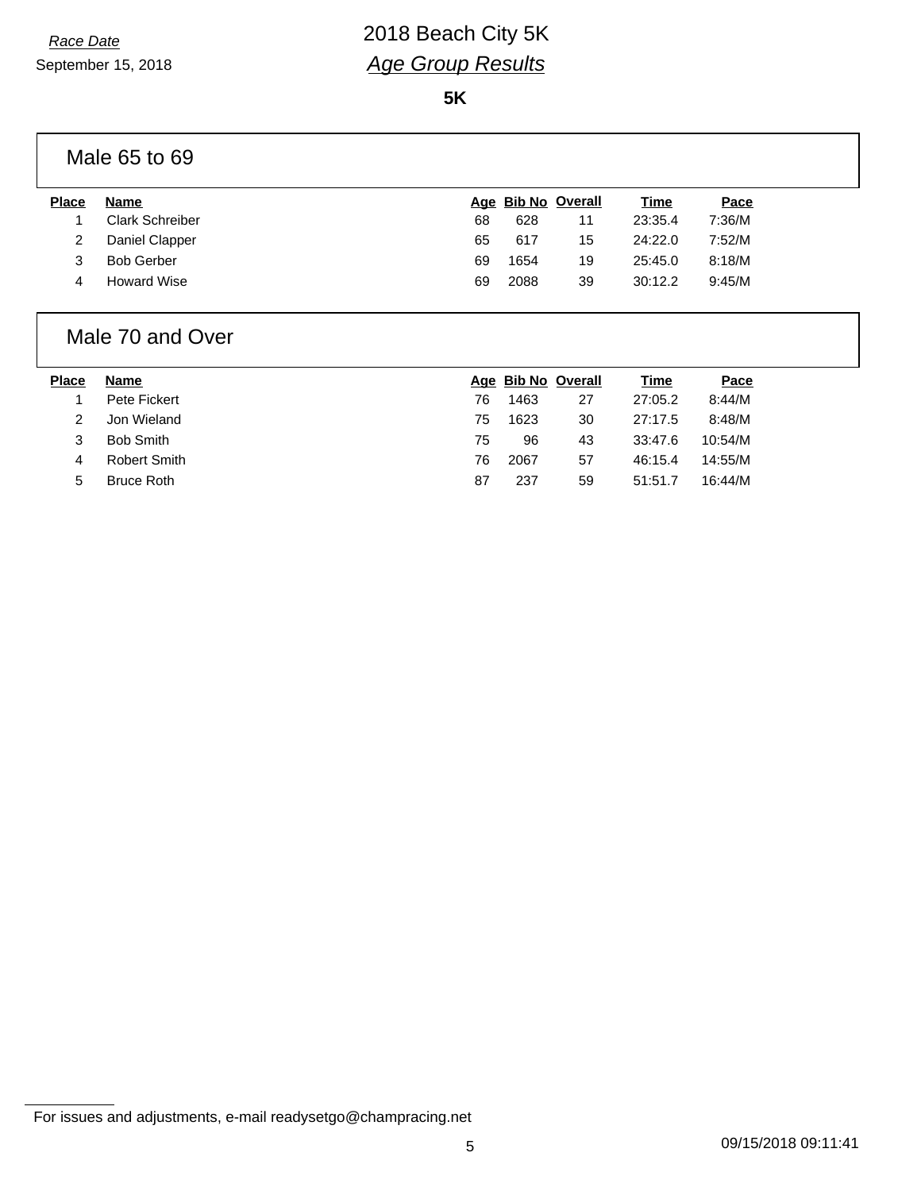*Race Date*

September 15, 2018

# 2018 Beach City 5K

## *Age Group Results*

**5K**

### Male 65 to 69

| Place | Name | Age | Bib No | Overall | Time | Pace |
|---|---|---|---|---|---|---|
| 1 | Clark Schreiber | 68 | 628 | 11 | 23:35.4 | 7:36/M |
| 2 | Daniel Clapper | 65 | 617 | 15 | 24:22.0 | 7:52/M |
| 3 | Bob Gerber | 69 | 1654 | 19 | 25:45.0 | 8:18/M |
| 4 | Howard Wise | 69 | 2088 | 39 | 30:12.2 | 9:45/M |

### Male 70 and Over

| Place | Name | Age | Bib No | Overall | Time | Pace |
|---|---|---|---|---|---|---|
| 1 | Pete Fickert | 76 | 1463 | 27 | 27:05.2 | 8:44/M |
| 2 | Jon Wieland | 75 | 1623 | 30 | 27:17.5 | 8:48/M |
| 3 | Bob Smith | 75 | 96 | 43 | 33:47.6 | 10:54/M |
| 4 | Robert Smith | 76 | 2067 | 57 | 46:15.4 | 14:55/M |
| 5 | Bruce Roth | 87 | 237 | 59 | 51:51.7 | 16:44/M |

For issues and adjustments, e-mail readysetgo@champracing.net

09/15/2018 09:11:41